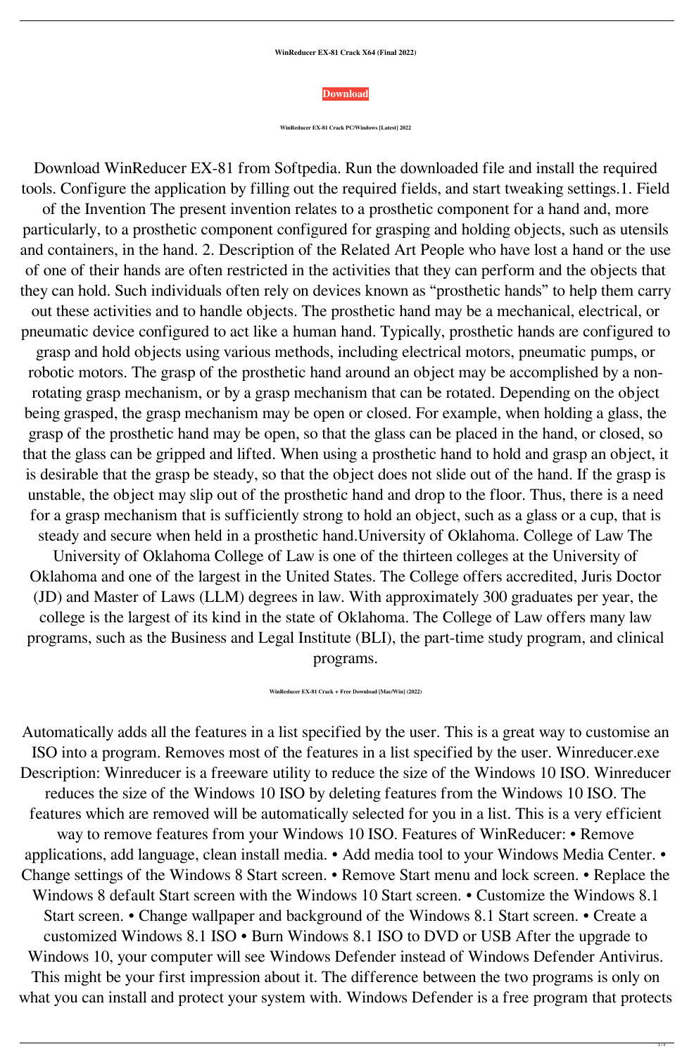**WinReducer EX-81 Crack X64 (Final 2022)**

**Download**

**WinReducer EX-81 Crack PC/Windows [Latest] 2022**

Download WinReducer EX-81 from Softpedia. Run the downloaded file and install the required tools. Configure the application by filling out the required fields, and start tweaking settings.1. Field of the Invention The present invention relates to a prosthetic component for a hand and, more particularly, to a prosthetic component configured for grasping and holding objects, such as utensils and containers, in the hand. 2. Description of the Related Art People who have lost a hand or the use of one of their hands are often restricted in the activities that they can perform and the objects that they can hold. Such individuals often rely on devices known as "prosthetic hands" to help them carry out these activities and to handle objects. The prosthetic hand may be a mechanical, electrical, or pneumatic device configured to act like a human hand. Typically, prosthetic hands are configured to grasp and hold objects using various methods, including electrical motors, pneumatic pumps, or robotic motors. The grasp of the prosthetic hand around an object may be accomplished by a non-rotating grasp mechanism, or by a grasp mechanism that can be rotated. Depending on the object being grasped, the grasp mechanism may be open or closed. For example, when holding a glass, the grasp of the prosthetic hand may be open, so that the glass can be placed in the hand, or closed, so that the glass can be gripped and lifted. When using a prosthetic hand to hold and grasp an object, it is desirable that the grasp be steady, so that the object does not slide out of the hand. If the grasp is unstable, the object may slip out of the prosthetic hand and drop to the floor. Thus, there is a need for a grasp mechanism that is sufficiently strong to hold an object, such as a glass or a cup, that is steady and secure when held in a prosthetic hand.University of Oklahoma. College of Law The University of Oklahoma College of Law is one of the thirteen colleges at the University of Oklahoma and one of the largest in the United States. The College offers accredited, Juris Doctor (JD) and Master of Laws (LLM) degrees in law. With approximately 300 graduates per year, the college is the largest of its kind in the state of Oklahoma. The College of Law offers many law programs, such as the Business and Legal Institute (BLI), the part-time study program, and clinical programs.

**WinReducer EX-81 Crack + Free Download [Mac/Win] (2022)**

Automatically adds all the features in a list specified by the user. This is a great way to customise an ISO into a program. Removes most of the features in a list specified by the user. Winreducer.exe Description: Winreducer is a freeware utility to reduce the size of the Windows 10 ISO. Winreducer reduces the size of the Windows 10 ISO by deleting features from the Windows 10 ISO. The features which are removed will be automatically selected for you in a list. This is a very efficient way to remove features from your Windows 10 ISO. Features of WinReducer: • Remove applications, add language, clean install media. • Add media tool to your Windows Media Center. • Change settings of the Windows 8 Start screen. • Remove Start menu and lock screen. • Replace the Windows 8 default Start screen with the Windows 10 Start screen. • Customize the Windows 8.1 Start screen. • Change wallpaper and background of the Windows 8.1 Start screen. • Create a customized Windows 8.1 ISO • Burn Windows 8.1 ISO to DVD or USB After the upgrade to Windows 10, your computer will see Windows Defender instead of Windows Defender Antivirus. This might be your first impression about it. The difference between the two programs is only on what you can install and protect your system with. Windows Defender is a free program that protects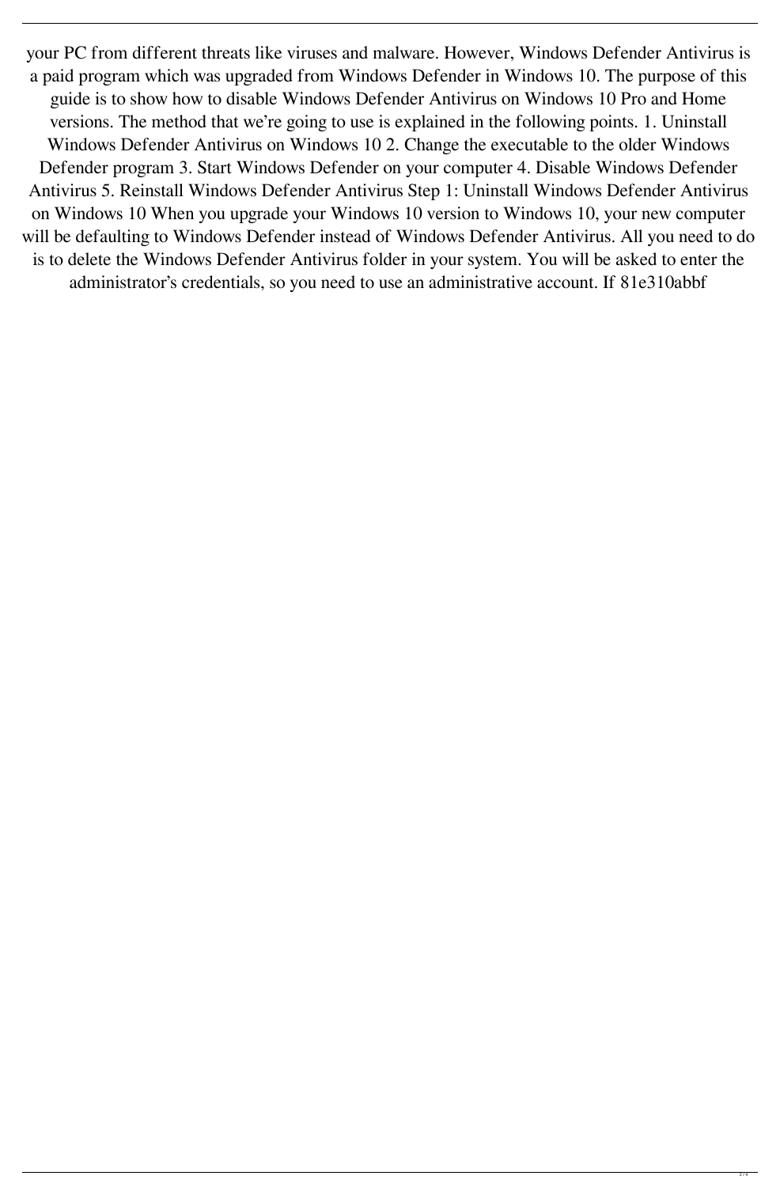your PC from different threats like viruses and malware. However, Windows Defender Antivirus is a paid program which was upgraded from Windows Defender in Windows 10. The purpose of this guide is to show how to disable Windows Defender Antivirus on Windows 10 Pro and Home versions. The method that we're going to use is explained in the following points. 1. Uninstall Windows Defender Antivirus on Windows 10 2. Change the executable to the older Windows Defender program 3. Start Windows Defender on your computer 4. Disable Windows Defender Antivirus 5. Reinstall Windows Defender Antivirus Step 1: Uninstall Windows Defender Antivirus on Windows 10 When you upgrade your Windows 10 version to Windows 10, your new computer will be defaulting to Windows Defender instead of Windows Defender Antivirus. All you need to do is to delete the Windows Defender Antivirus folder in your system. You will be asked to enter the administrator's credentials, so you need to use an administrative account. If 81e310abbf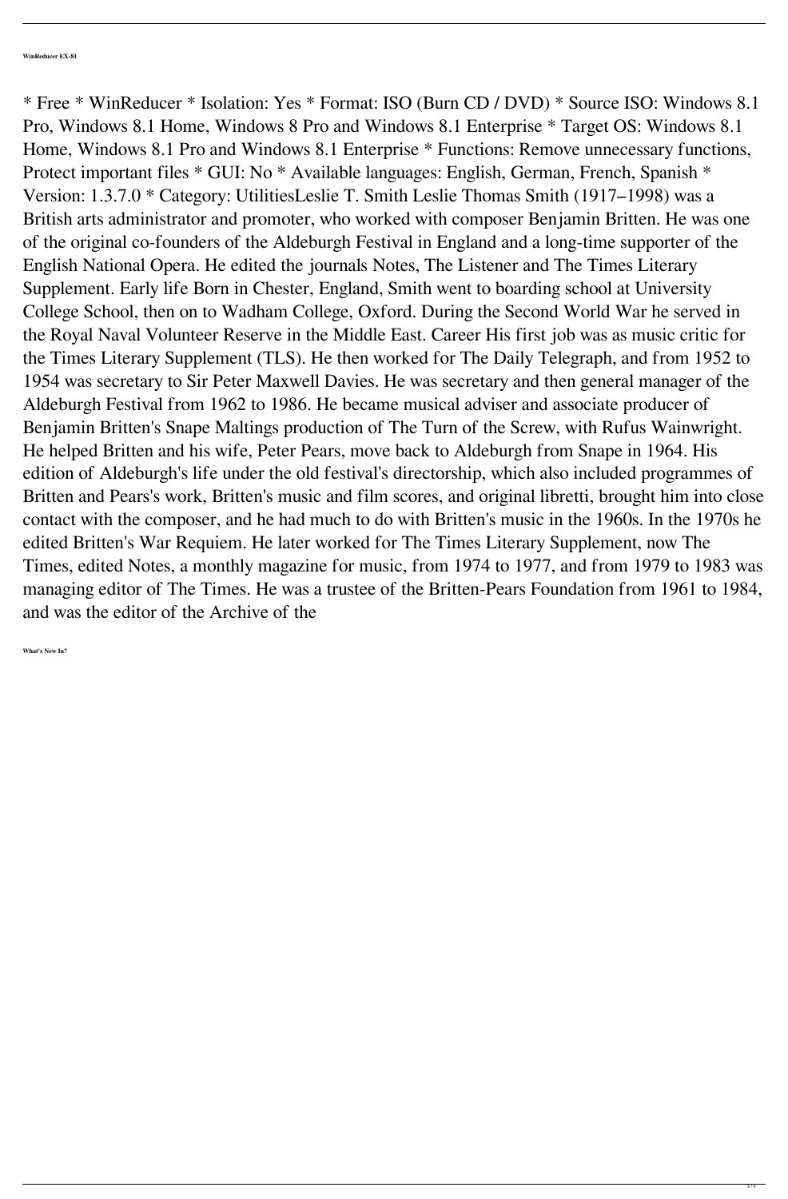**WinReducer EX-81**

* Free * WinReducer * Isolation: Yes * Format: ISO (Burn CD / DVD) * Source ISO: Windows 8.1 Pro, Windows 8.1 Home, Windows 8 Pro and Windows 8.1 Enterprise * Target OS: Windows 8.1 Home, Windows 8.1 Pro and Windows 8.1 Enterprise * Functions: Remove unnecessary functions, Protect important files * GUI: No * Available languages: English, German, French, Spanish * Version: 1.3.7.0 * Category: UtilitiesLeslie T. Smith Leslie Thomas Smith (1917–1998) was a British arts administrator and promoter, who worked with composer Benjamin Britten. He was one of the original co-founders of the Aldeburgh Festival in England and a long-time supporter of the English National Opera. He edited the journals Notes, The Listener and The Times Literary Supplement. Early life Born in Chester, England, Smith went to boarding school at University College School, then on to Wadham College, Oxford. During the Second World War he served in the Royal Naval Volunteer Reserve in the Middle East. Career His first job was as music critic for the Times Literary Supplement (TLS). He then worked for The Daily Telegraph, and from 1952 to 1954 was secretary to Sir Peter Maxwell Davies. He was secretary and then general manager of the Aldeburgh Festival from 1962 to 1986. He became musical adviser and associate producer of Benjamin Britten's Snape Maltings production of The Turn of the Screw, with Rufus Wainwright. He helped Britten and his wife, Peter Pears, move back to Aldeburgh from Snape in 1964. His edition of Aldeburgh's life under the old festival's directorship, which also included programmes of Britten and Pears's work, Britten's music and film scores, and original libretti, brought him into close contact with the composer, and he had much to do with Britten's music in the 1960s. In the 1970s he edited Britten's War Requiem. He later worked for The Times Literary Supplement, now The Times, edited Notes, a monthly magazine for music, from 1974 to 1977, and from 1979 to 1983 was managing editor of The Times. He was a trustee of the Britten-Pears Foundation from 1961 to 1984, and was the editor of the Archive of the

**What's New In?**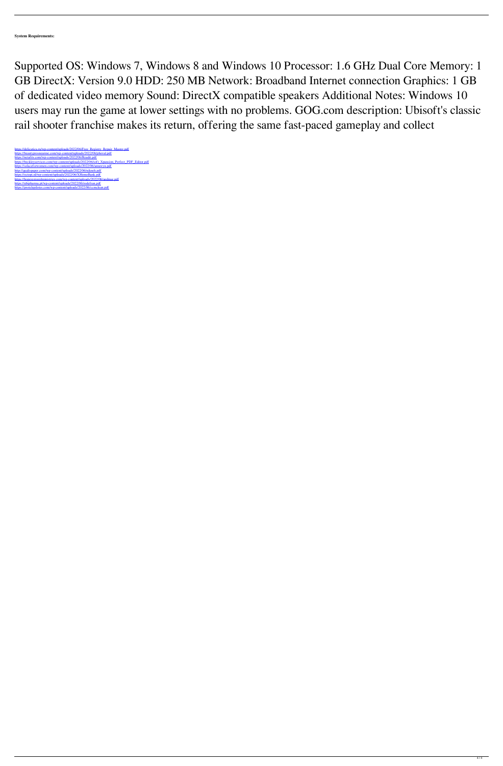**System Requirements:**

Supported OS: Windows 7, Windows 8 and Windows 10 Processor: 1.6 GHz Dual Core Memory: 1 GB DirectX: Version 9.0 HDD: 250 MB Network: Broadband Internet connection Graphics: 1 GB of dedicated video memory Sound: DirectX compatible speakers Additional Notes: Windows 10 users may run the game at lower settings with no problems. GOG.com description: Ubisoft's classic rail shooter franchise makes its return, offering the same fast-paced gameplay and collect

https://delicatica.ru/wp-content/uploads/2022/06/Free_Registry_Repair_Master.pdf
https://beautyprosnearme.com/wp-content/uploads/2022/06/phoval.pdf
https://netafits.com/wp-content/uploads/2022/06/Readit.pdf
https://beckleyservices.com/wp-content/uploads/2022/06/soft_Xpansion_Perfect_PDF_Editor.pdf
https://solaceforwomen.com/wp-content/uploads/2022/06/amiswyn.pdf
http://qualispaper.com/wp-content/uploads/2022/06/nikneh.pdf
https://ectops.nl/wp-content/uploads/2022/06/XHomeBank.pdf
https://homeoenstedministries.com/wp-content/uploads/2022/06/andmar.pdf
https://sbiopharma.pt/wp-content/uploads/2022/06/rodefran.pdf
https://protelepilotes.com/wp-content/uploads/2022/06/ccmclean.pdf